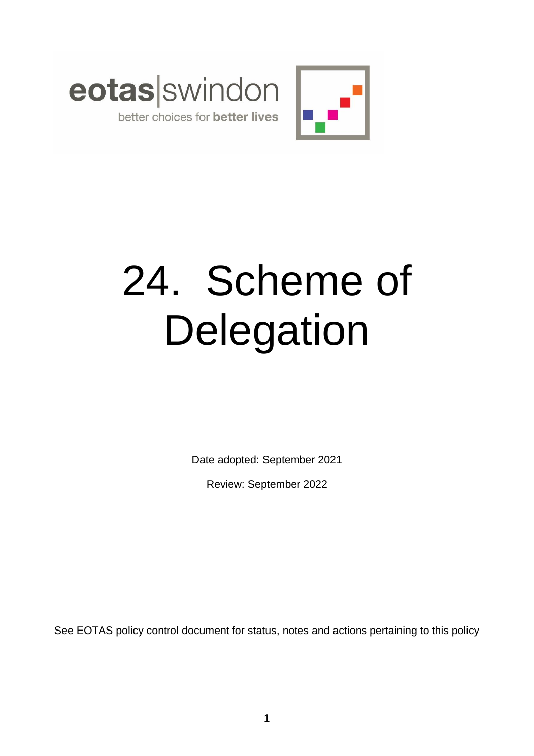eotas|swindon

better choices for **better lives**

# 24. Scheme of Delegation

Date adopted: September 2021

Review: September 2022

See EOTAS policy control document for status, notes and actions pertaining to this policy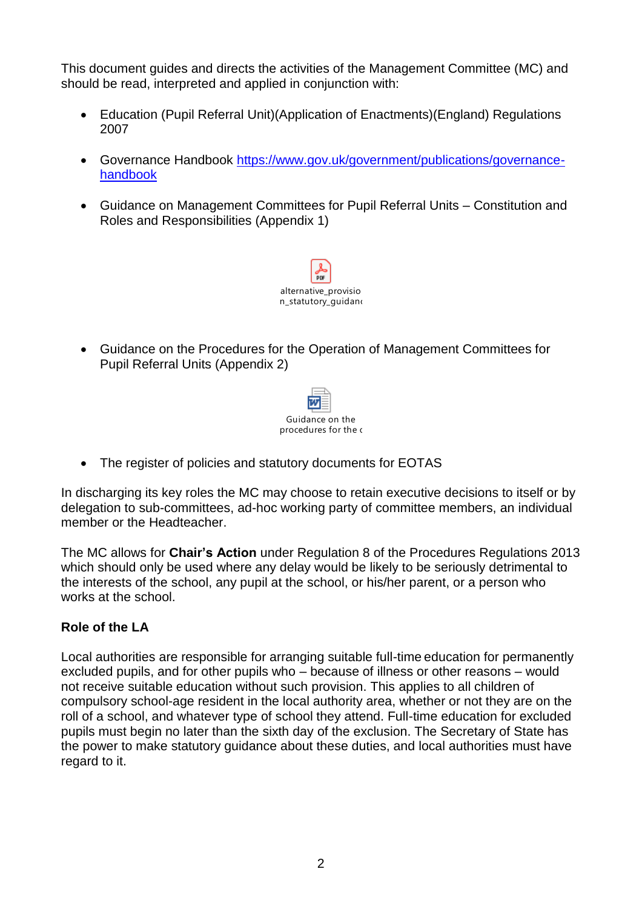This document guides and directs the activities of the Management Committee (MC) and should be read, interpreted and applied in conjunction with:

- Education (Pupil Referral Unit)(Application of Enactments)(England) Regulations 2007
- Governance Handbook https://www.gov.uk/government/publications/governance-handbook
- Guidance on Management Committees for Pupil Referral Units – Constitution and Roles and Responsibilities (Appendix 1)

alternative_provision_statutory_guidanc

- Guidance on the Procedures for the Operation of Management Committees for Pupil Referral Units (Appendix 2)

Guidance on the procedures for the c

- The register of policies and statutory documents for EOTAS

In discharging its key roles the MC may choose to retain executive decisions to itself or by delegation to sub-committees, ad-hoc working party of committee members, an individual member or the Headteacher.

The MC allows for **Chair's Action** under Regulation 8 of the Procedures Regulations 2013 which should only be used where any delay would be likely to be seriously detrimental to the interests of the school, any pupil at the school, or his/her parent, or a person who works at the school.

**Role of the LA**

Local authorities are responsible for arranging suitable full-time education for permanently excluded pupils, and for other pupils who – because of illness or other reasons – would not receive suitable education without such provision. This applies to all children of compulsory school-age resident in the local authority area, whether or not they are on the roll of a school, and whatever type of school they attend. Full-time education for excluded pupils must begin no later than the sixth day of the exclusion. The Secretary of State has the power to make statutory guidance about these duties, and local authorities must have regard to it.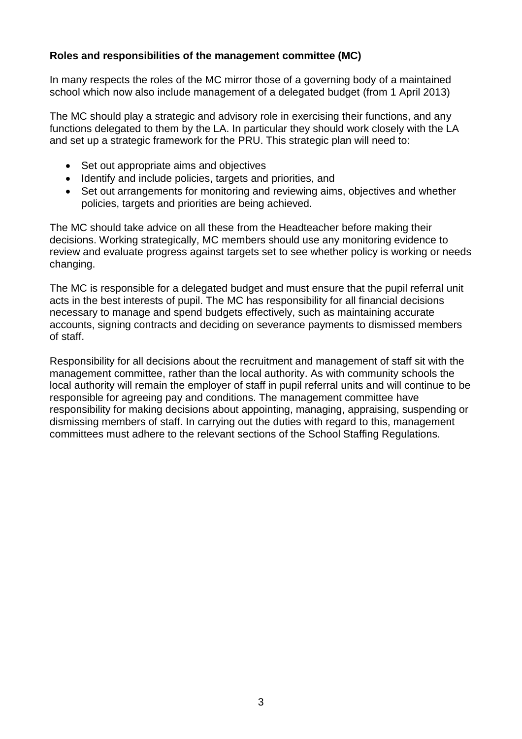**Roles and responsibilities of the management committee (MC)**

In many respects the roles of the MC mirror those of a governing body of a maintained school which now also include management of a delegated budget (from 1 April 2013)

The MC should play a strategic and advisory role in exercising their functions, and any functions delegated to them by the LA. In particular they should work closely with the LA and set up a strategic framework for the PRU. This strategic plan will need to:

- Set out appropriate aims and objectives
- Identify and include policies, targets and priorities, and
- Set out arrangements for monitoring and reviewing aims, objectives and whether policies, targets and priorities are being achieved.

The MC should take advice on all these from the Headteacher before making their decisions. Working strategically, MC members should use any monitoring evidence to review and evaluate progress against targets set to see whether policy is working or needs changing.

The MC is responsible for a delegated budget and must ensure that the pupil referral unit acts in the best interests of pupil. The MC has responsibility for all financial decisions necessary to manage and spend budgets effectively, such as maintaining accurate accounts, signing contracts and deciding on severance payments to dismissed members of staff.

Responsibility for all decisions about the recruitment and management of staff sit with the management committee, rather than the local authority. As with community schools the local authority will remain the employer of staff in pupil referral units and will continue to be responsible for agreeing pay and conditions. The management committee have responsibility for making decisions about appointing, managing, appraising, suspending or dismissing members of staff. In carrying out the duties with regard to this, management committees must adhere to the relevant sections of the School Staffing Regulations.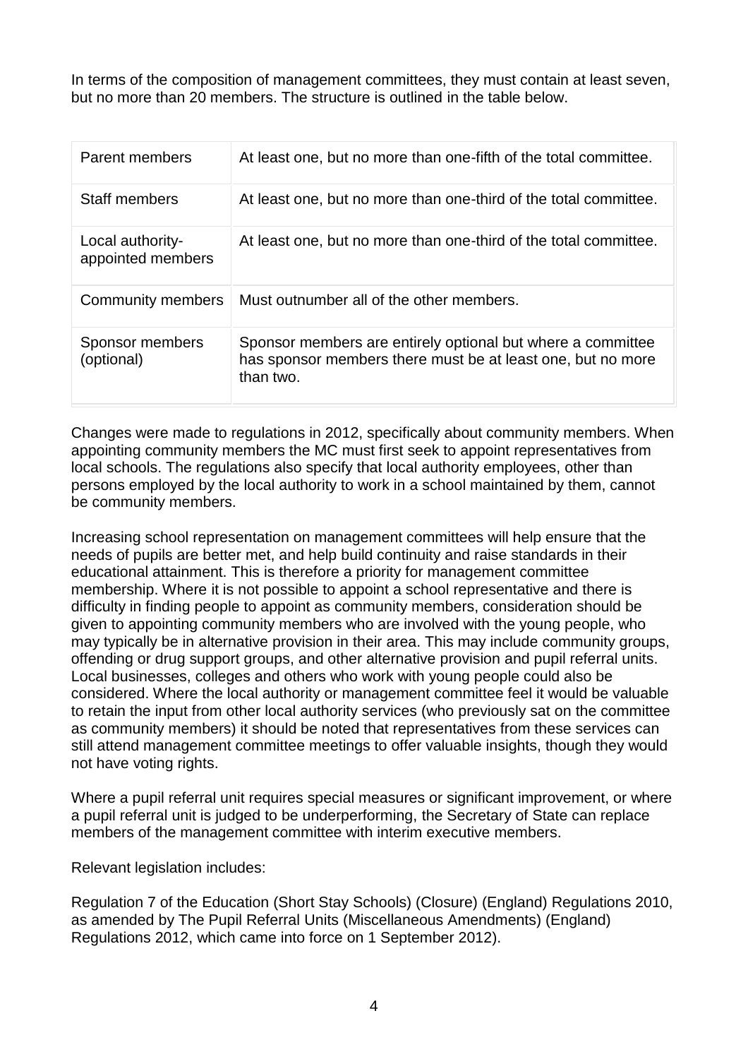In terms of the composition of management committees, they must contain at least seven, but no more than 20 members. The structure is outlined in the table below.

| | |
|---|---|
| Parent members | At least one, but no more than one-fifth of the total committee. |
| Staff members | At least one, but no more than one-third of the total committee. |
| Local authority-appointed members | At least one, but no more than one-third of the total committee. |
| Community members | Must outnumber all of the other members. |
| Sponsor members (optional) | Sponsor members are entirely optional but where a committee has sponsor members there must be at least one, but no more than two. |

Changes were made to regulations in 2012, specifically about community members. When appointing community members the MC must first seek to appoint representatives from local schools. The regulations also specify that local authority employees, other than persons employed by the local authority to work in a school maintained by them, cannot be community members.

Increasing school representation on management committees will help ensure that the needs of pupils are better met, and help build continuity and raise standards in their educational attainment. This is therefore a priority for management committee membership. Where it is not possible to appoint a school representative and there is difficulty in finding people to appoint as community members, consideration should be given to appointing community members who are involved with the young people, who may typically be in alternative provision in their area. This may include community groups, offending or drug support groups, and other alternative provision and pupil referral units. Local businesses, colleges and others who work with young people could also be considered. Where the local authority or management committee feel it would be valuable to retain the input from other local authority services (who previously sat on the committee as community members) it should be noted that representatives from these services can still attend management committee meetings to offer valuable insights, though they would not have voting rights.

Where a pupil referral unit requires special measures or significant improvement, or where a pupil referral unit is judged to be underperforming, the Secretary of State can replace members of the management committee with interim executive members.

Relevant legislation includes:

Regulation 7 of the Education (Short Stay Schools) (Closure) (England) Regulations 2010, as amended by The Pupil Referral Units (Miscellaneous Amendments) (England) Regulations 2012, which came into force on 1 September 2012).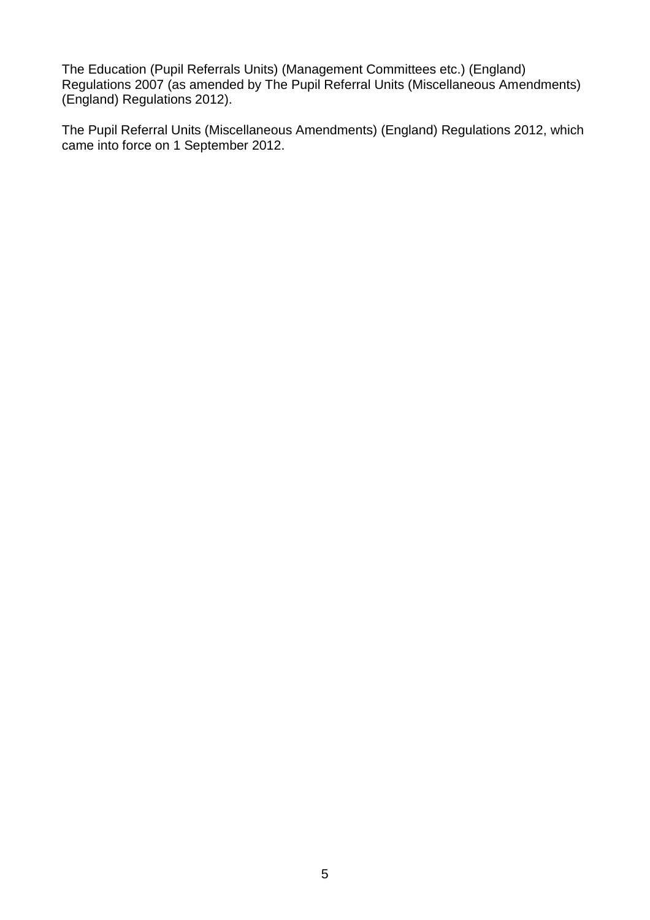The Education (Pupil Referrals Units) (Management Committees etc.) (England) Regulations 2007 (as amended by The Pupil Referral Units (Miscellaneous Amendments) (England) Regulations 2012).

The Pupil Referral Units (Miscellaneous Amendments) (England) Regulations 2012, which came into force on 1 September 2012.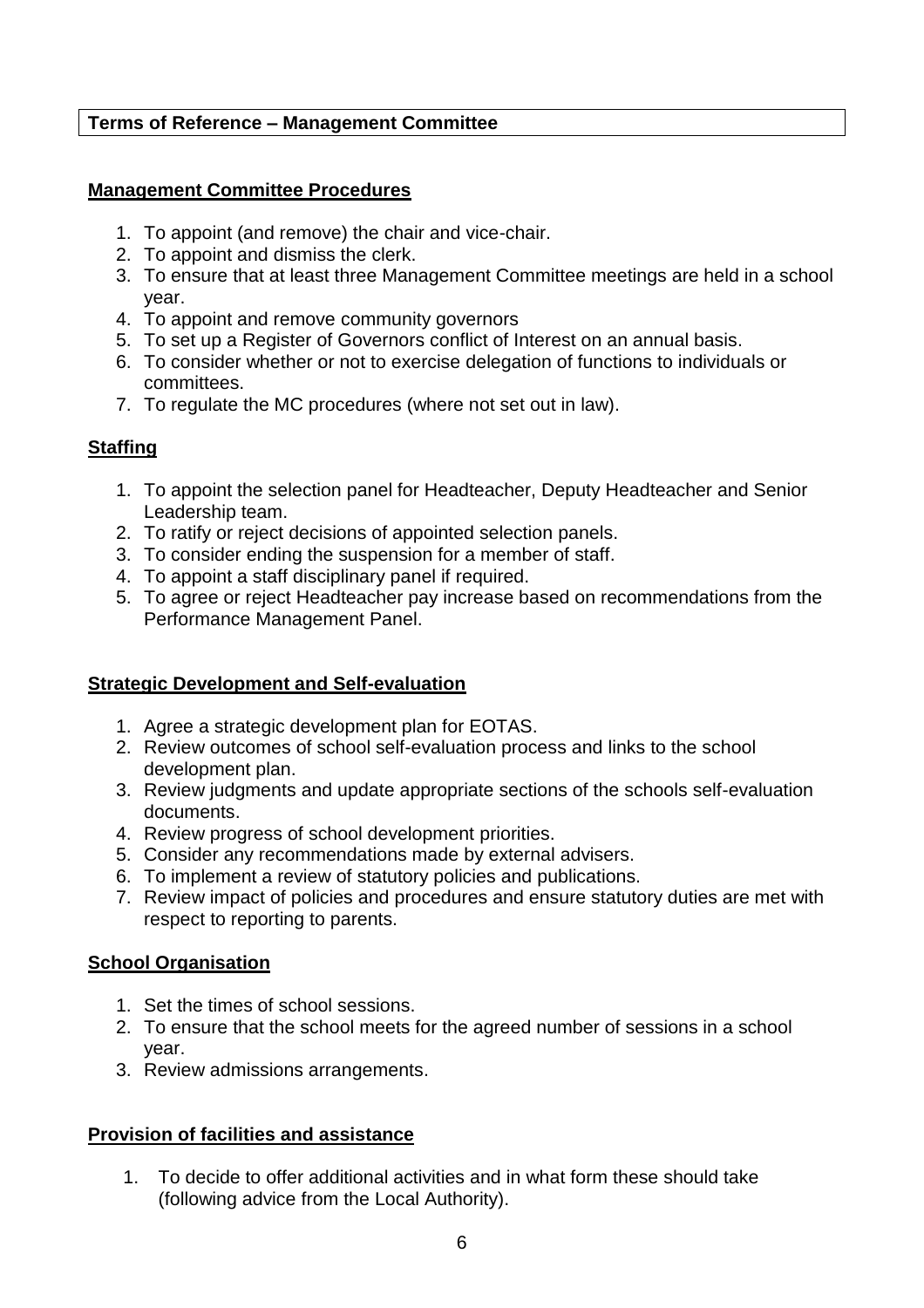**Terms of Reference – Management Committee**

## Management Committee Procedures

1. To appoint (and remove) the chair and vice-chair.
2. To appoint and dismiss the clerk.
3. To ensure that at least three Management Committee meetings are held in a school year.
4. To appoint and remove community governors
5. To set up a Register of Governors conflict of Interest on an annual basis.
6. To consider whether or not to exercise delegation of functions to individuals or committees.
7. To regulate the MC procedures (where not set out in law).

## Staffing

1. To appoint the selection panel for Headteacher, Deputy Headteacher and Senior Leadership team.
2. To ratify or reject decisions of appointed selection panels.
3. To consider ending the suspension for a member of staff.
4. To appoint a staff disciplinary panel if required.
5. To agree or reject Headteacher pay increase based on recommendations from the Performance Management Panel.

## Strategic Development and Self-evaluation

1. Agree a strategic development plan for EOTAS.
2. Review outcomes of school self-evaluation process and links to the school development plan.
3. Review judgments and update appropriate sections of the schools self-evaluation documents.
4. Review progress of school development priorities.
5. Consider any recommendations made by external advisers.
6. To implement a review of statutory policies and publications.
7. Review impact of policies and procedures and ensure statutory duties are met with respect to reporting to parents.

## School Organisation

1. Set the times of school sessions.
2. To ensure that the school meets for the agreed number of sessions in a school year.
3. Review admissions arrangements.

## Provision of facilities and assistance

1. To decide to offer additional activities and in what form these should take (following advice from the Local Authority).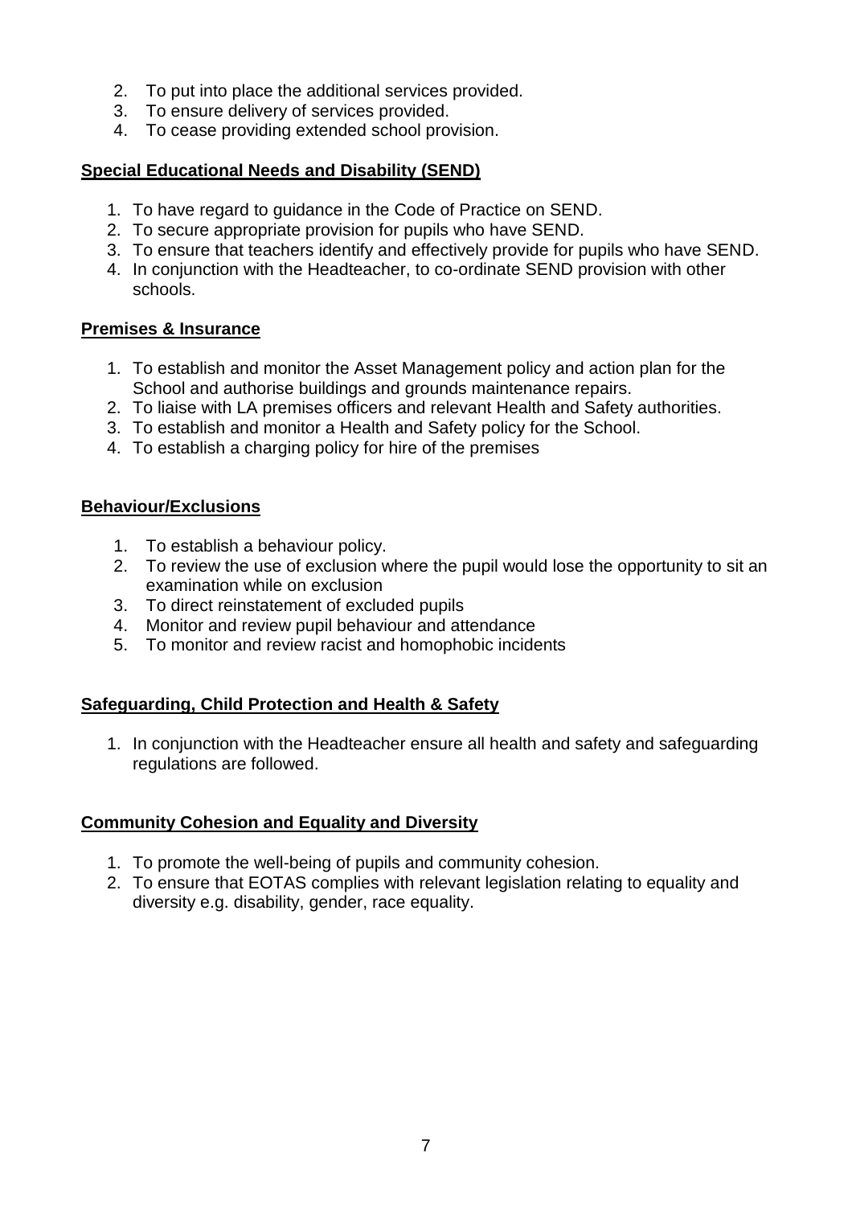2. To put into place the additional services provided.
3. To ensure delivery of services provided.
4. To cease providing extended school provision.

**Special Educational Needs and Disability (SEND)**

1. To have regard to guidance in the Code of Practice on SEND.
2. To secure appropriate provision for pupils who have SEND.
3. To ensure that teachers identify and effectively provide for pupils who have SEND.
4. In conjunction with the Headteacher, to co-ordinate SEND provision with other schools.

**Premises & Insurance**

1. To establish and monitor the Asset Management policy and action plan for the School and authorise buildings and grounds maintenance repairs.
2. To liaise with LA premises officers and relevant Health and Safety authorities.
3. To establish and monitor a Health and Safety policy for the School.
4. To establish a charging policy for hire of the premises

**Behaviour/Exclusions**

1. To establish a behaviour policy.
2. To review the use of exclusion where the pupil would lose the opportunity to sit an examination while on exclusion
3. To direct reinstatement of excluded pupils
4. Monitor and review pupil behaviour and attendance
5. To monitor and review racist and homophobic incidents

**Safeguarding, Child Protection and Health & Safety**

1. In conjunction with the Headteacher ensure all health and safety and safeguarding regulations are followed.

**Community Cohesion and Equality and Diversity**

1. To promote the well-being of pupils and community cohesion.
2. To ensure that EOTAS complies with relevant legislation relating to equality and diversity e.g. disability, gender, race equality.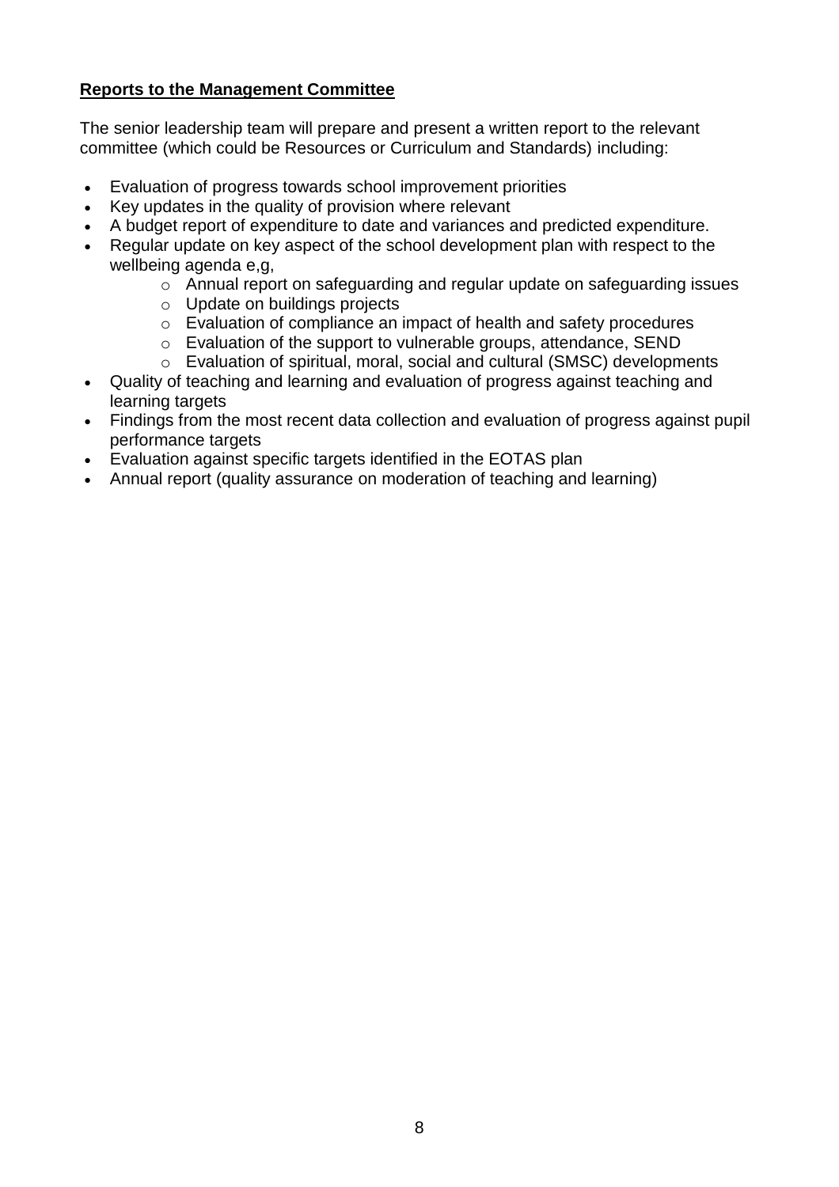**Reports to the Management Committee**

The senior leadership team will prepare and present a written report to the relevant committee (which could be Resources or Curriculum and Standards) including:

- Evaluation of progress towards school improvement priorities
- Key updates in the quality of provision where relevant
- A budget report of expenditure to date and variances and predicted expenditure.
- Regular update on key aspect of the school development plan with respect to the wellbeing agenda e,g,
    - Annual report on safeguarding and regular update on safeguarding issues
    - Update on buildings projects
    - Evaluation of compliance an impact of health and safety procedures
    - Evaluation of the support to vulnerable groups, attendance, SEND
    - Evaluation of spiritual, moral, social and cultural (SMSC) developments
- Quality of teaching and learning and evaluation of progress against teaching and learning targets
- Findings from the most recent data collection and evaluation of progress against pupil performance targets
- Evaluation against specific targets identified in the EOTAS plan
- Annual report (quality assurance on moderation of teaching and learning)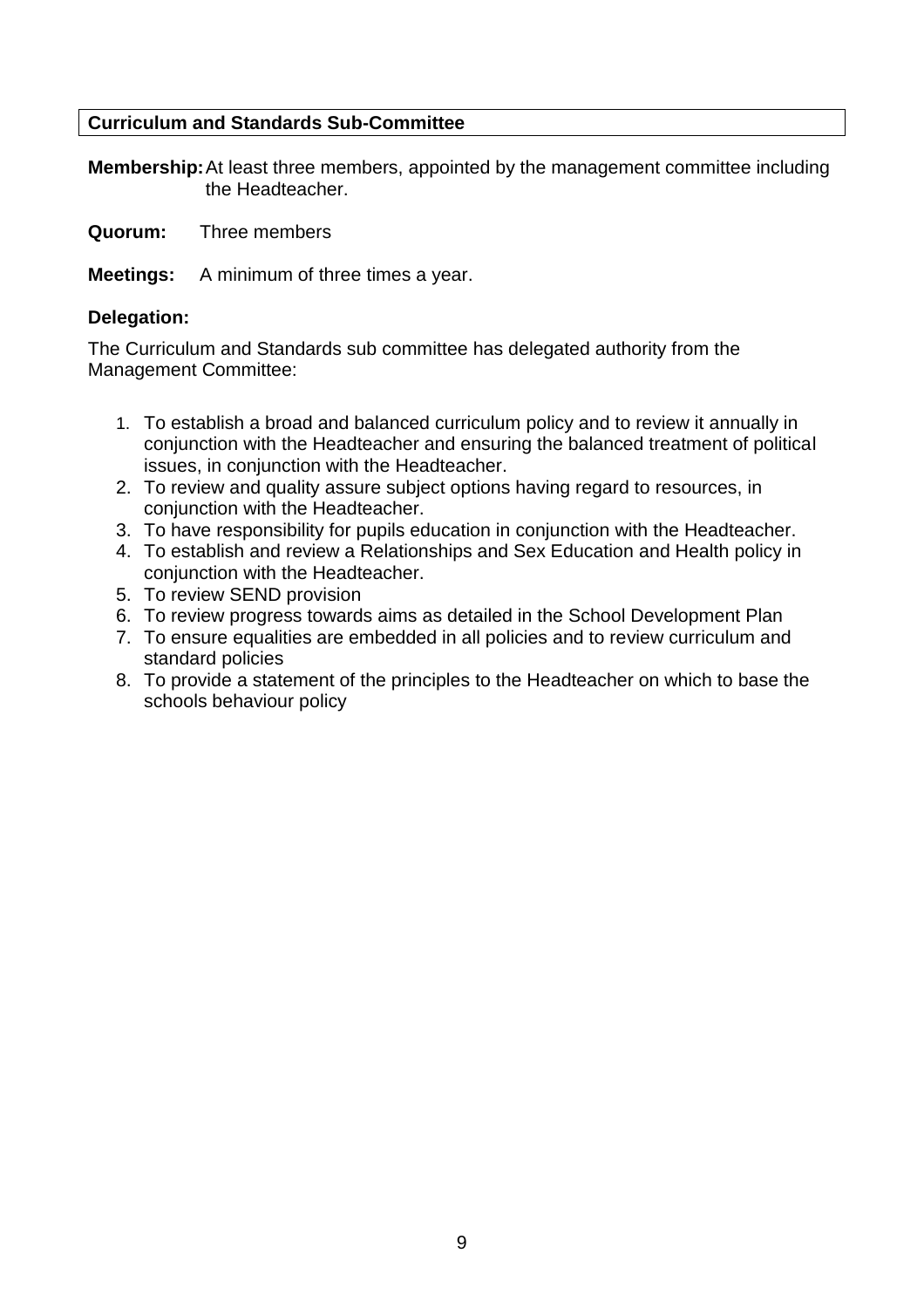## Curriculum and Standards Sub-Committee

**Membership:** At least three members, appointed by the management committee including the Headteacher.

**Quorum:** Three members

**Meetings:** A minimum of three times a year.

**Delegation:**

The Curriculum and Standards sub committee has delegated authority from the Management Committee:

1. To establish a broad and balanced curriculum policy and to review it annually in conjunction with the Headteacher and ensuring the balanced treatment of political issues, in conjunction with the Headteacher.
2. To review and quality assure subject options having regard to resources, in conjunction with the Headteacher.
3. To have responsibility for pupils education in conjunction with the Headteacher.
4. To establish and review a Relationships and Sex Education and Health policy in conjunction with the Headteacher.
5. To review SEND provision
6. To review progress towards aims as detailed in the School Development Plan
7. To ensure equalities are embedded in all policies and to review curriculum and standard policies
8. To provide a statement of the principles to the Headteacher on which to base the schools behaviour policy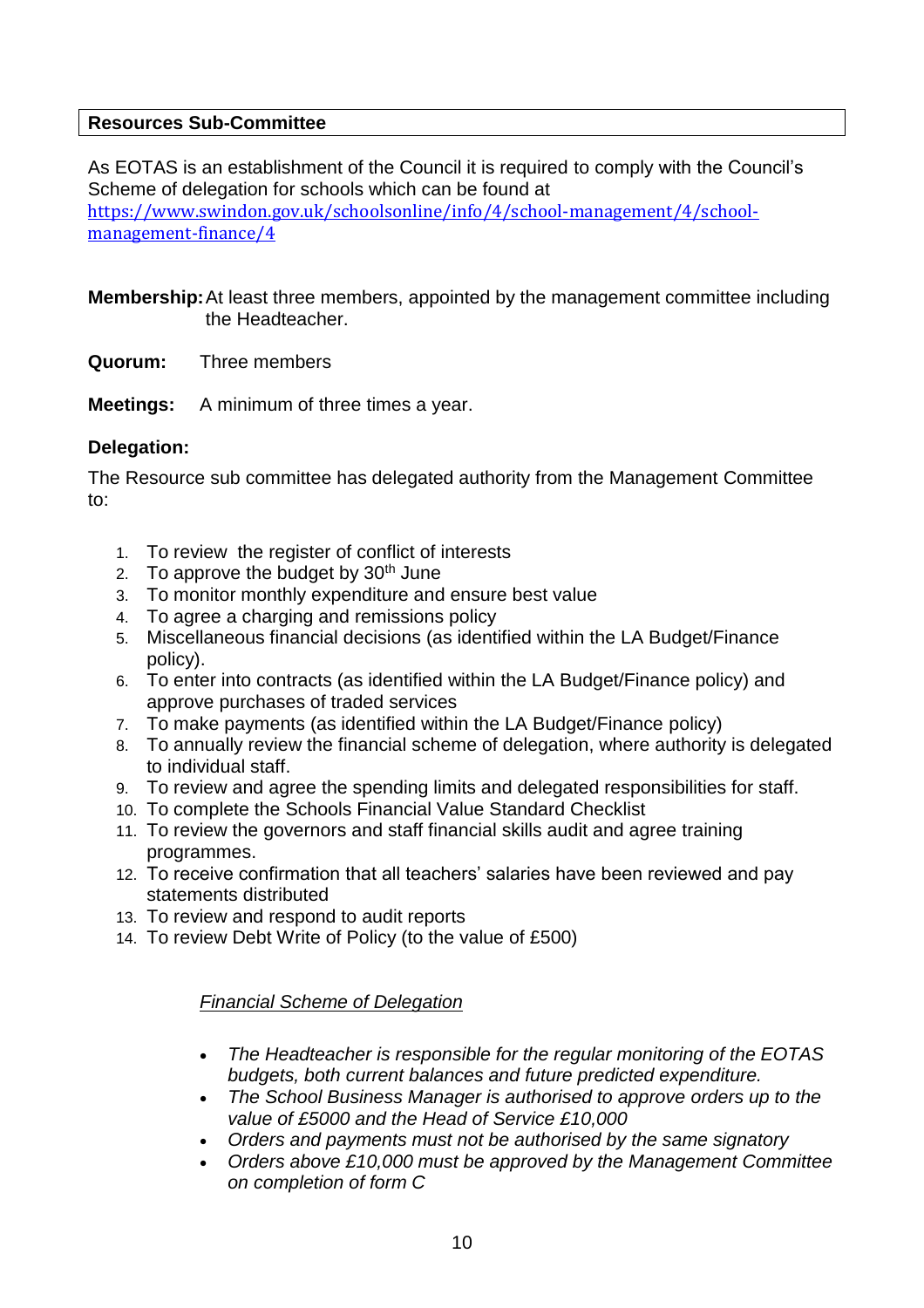**Resources Sub-Committee**

As EOTAS is an establishment of the Council it is required to comply with the Council's Scheme of delegation for schools which can be found at https://www.swindon.gov.uk/schoolsonline/info/4/school-management/4/school-management-finance/4

**Membership:** At least three members, appointed by the management committee including the Headteacher.

**Quorum:** Three members

**Meetings:** A minimum of three times a year.

**Delegation:**

The Resource sub committee has delegated authority from the Management Committee to:

1. To review the register of conflict of interests
2. To approve the budget by 30th June
3. To monitor monthly expenditure and ensure best value
4. To agree a charging and remissions policy
5. Miscellaneous financial decisions (as identified within the LA Budget/Finance policy).
6. To enter into contracts (as identified within the LA Budget/Finance policy) and approve purchases of traded services
7. To make payments (as identified within the LA Budget/Finance policy)
8. To annually review the financial scheme of delegation, where authority is delegated to individual staff.
9. To review and agree the spending limits and delegated responsibilities for staff.
10. To complete the Schools Financial Value Standard Checklist
11. To review the governors and staff financial skills audit and agree training programmes.
12. To receive confirmation that all teachers' salaries have been reviewed and pay statements distributed
13. To review and respond to audit reports
14. To review Debt Write of Policy (to the value of £500)

*Financial Scheme of Delegation*

- *The Headteacher is responsible for the regular monitoring of the EOTAS budgets, both current balances and future predicted expenditure.*
- *The School Business Manager is authorised to approve orders up to the value of £5000 and the Head of Service £10,000*
- *Orders and payments must not be authorised by the same signatory*
- *Orders above £10,000 must be approved by the Management Committee on completion of form C*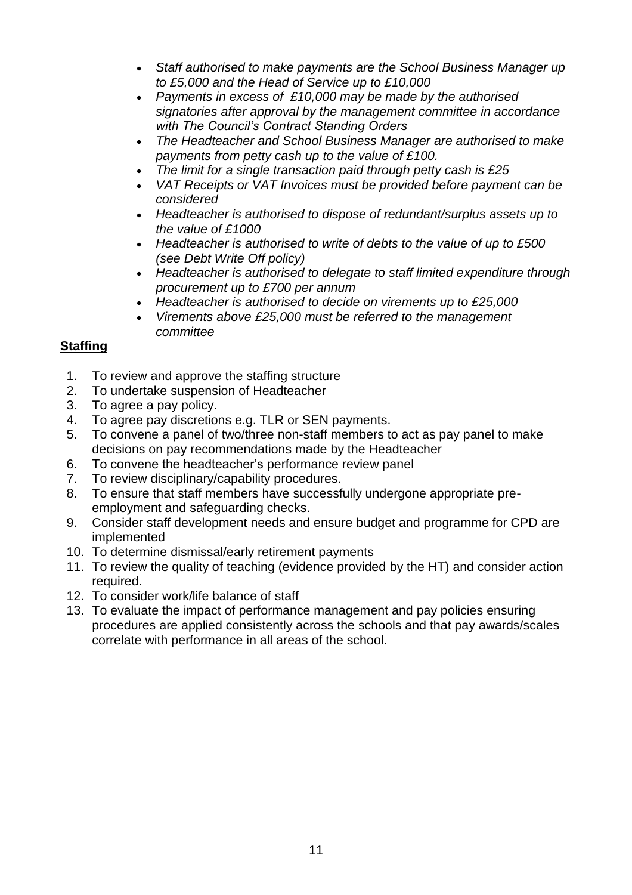- *Staff authorised to make payments are the School Business Manager up to £5,000 and the Head of Service up to £10,000*
- *Payments in excess of £10,000 may be made by the authorised signatories after approval by the management committee in accordance with The Council's Contract Standing Orders*
- *The Headteacher and School Business Manager are authorised to make payments from petty cash up to the value of £100.*
- *The limit for a single transaction paid through petty cash is £25*
- *VAT Receipts or VAT Invoices must be provided before payment can be considered*
- *Headteacher is authorised to dispose of redundant/surplus assets up to the value of £1000*
- *Headteacher is authorised to write of debts to the value of up to £500 (see Debt Write Off policy)*
- *Headteacher is authorised to delegate to staff limited expenditure through procurement up to £700 per annum*
- *Headteacher is authorised to decide on virements up to £25,000*
- *Virements above £25,000 must be referred to the management committee*

**Staffing**

1. To review and approve the staffing structure
2. To undertake suspension of Headteacher
3. To agree a pay policy.
4. To agree pay discretions e.g. TLR or SEN payments.
5. To convene a panel of two/three non-staff members to act as pay panel to make decisions on pay recommendations made by the Headteacher
6. To convene the headteacher's performance review panel
7. To review disciplinary/capability procedures.
8. To ensure that staff members have successfully undergone appropriate pre-employment and safeguarding checks.
9. Consider staff development needs and ensure budget and programme for CPD are implemented
10. To determine dismissal/early retirement payments
11. To review the quality of teaching (evidence provided by the HT) and consider action required.
12. To consider work/life balance of staff
13. To evaluate the impact of performance management and pay policies ensuring procedures are applied consistently across the schools and that pay awards/scales correlate with performance in all areas of the school.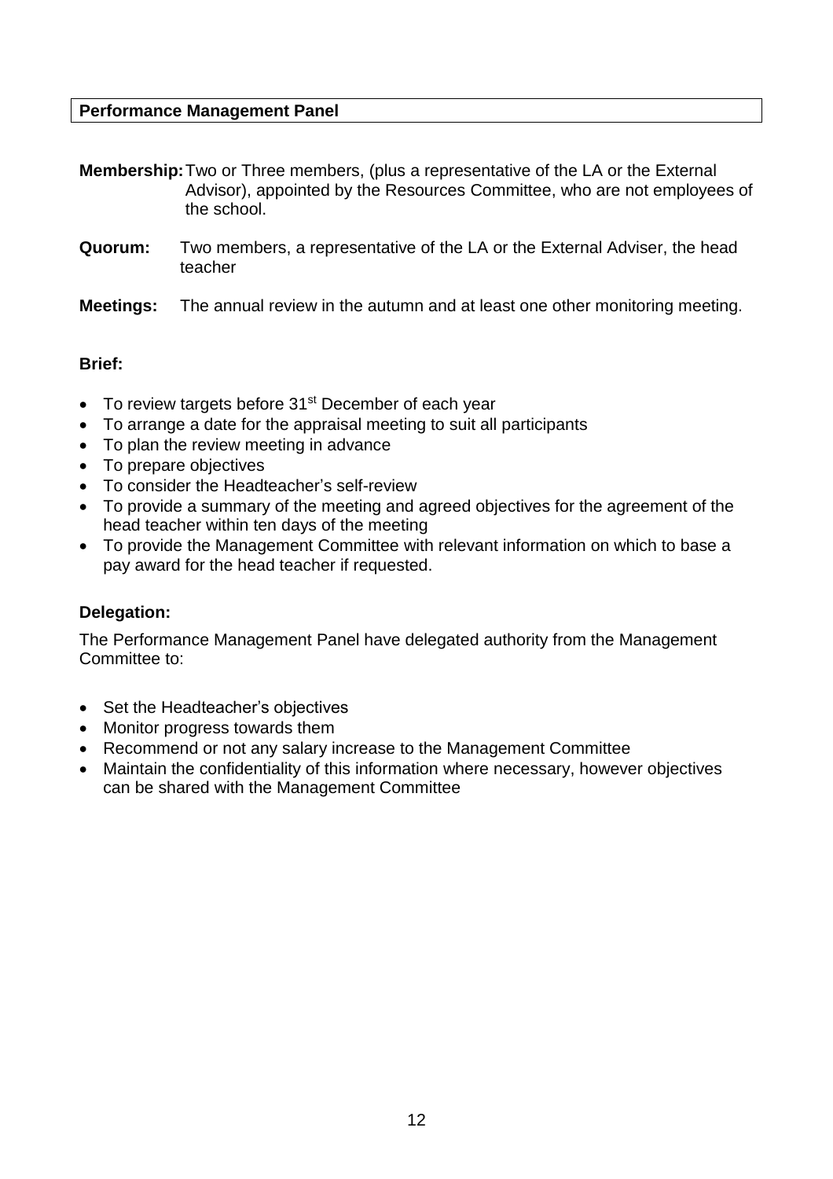## Performance Management Panel

**Membership:** Two or Three members, (plus a representative of the LA or the External Advisor), appointed by the Resources Committee, who are not employees of the school.

**Quorum:** Two members, a representative of the LA or the External Adviser, the head teacher

**Meetings:** The annual review in the autumn and at least one other monitoring meeting.

**Brief:**

- To review targets before 31st December of each year
- To arrange a date for the appraisal meeting to suit all participants
- To plan the review meeting in advance
- To prepare objectives
- To consider the Headteacher's self-review
- To provide a summary of the meeting and agreed objectives for the agreement of the head teacher within ten days of the meeting
- To provide the Management Committee with relevant information on which to base a pay award for the head teacher if requested.

**Delegation:**

The Performance Management Panel have delegated authority from the Management Committee to:

- Set the Headteacher's objectives
- Monitor progress towards them
- Recommend or not any salary increase to the Management Committee
- Maintain the confidentiality of this information where necessary, however objectives can be shared with the Management Committee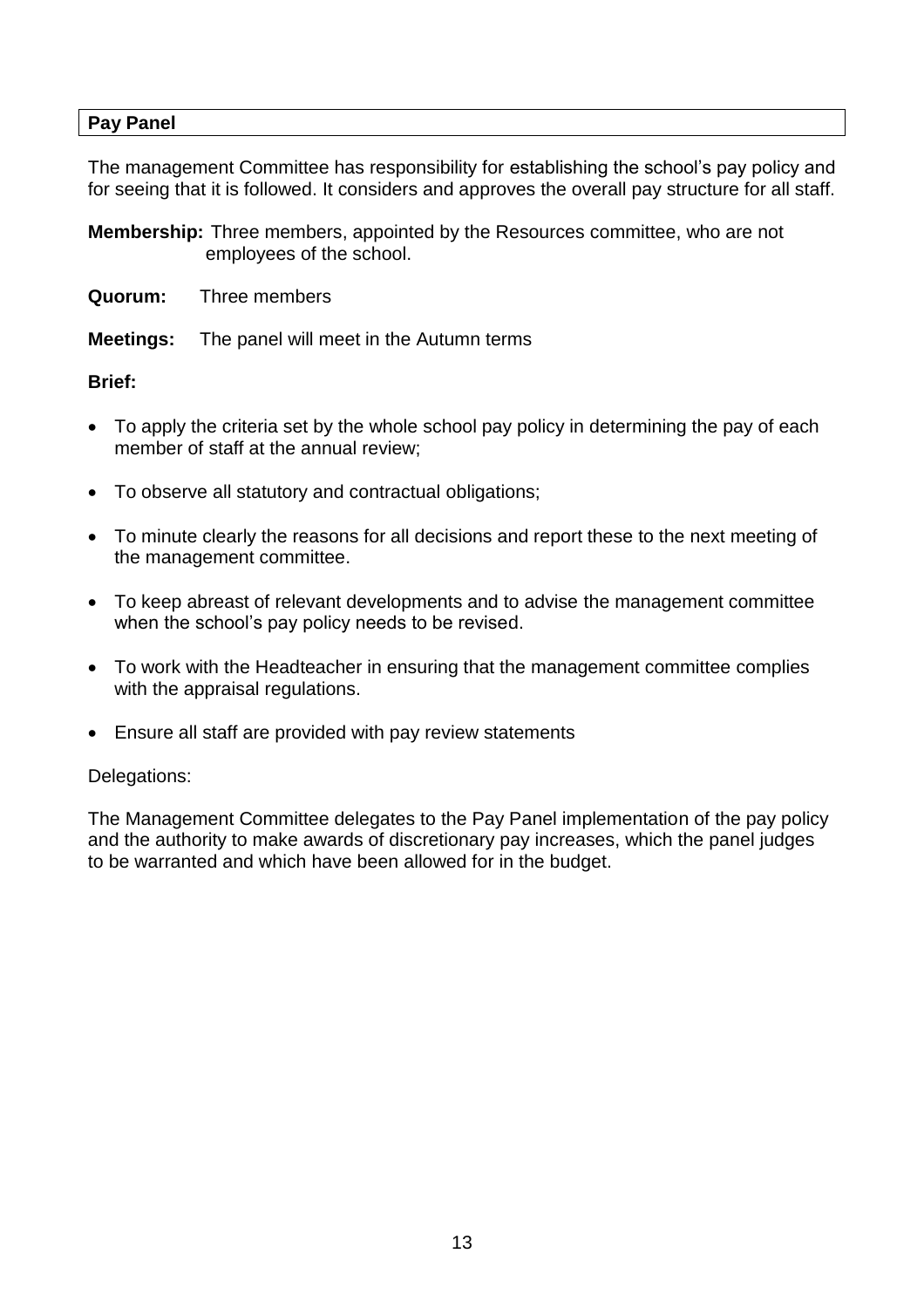## Pay Panel

The management Committee has responsibility for establishing the school's pay policy and for seeing that it is followed. It considers and approves the overall pay structure for all staff.

**Membership:** Three members, appointed by the Resources committee, who are not employees of the school.

**Quorum:** Three members

**Meetings:** The panel will meet in the Autumn terms

**Brief:**

- To apply the criteria set by the whole school pay policy in determining the pay of each member of staff at the annual review;
- To observe all statutory and contractual obligations;
- To minute clearly the reasons for all decisions and report these to the next meeting of the management committee.
- To keep abreast of relevant developments and to advise the management committee when the school's pay policy needs to be revised.
- To work with the Headteacher in ensuring that the management committee complies with the appraisal regulations.
- Ensure all staff are provided with pay review statements

Delegations:

The Management Committee delegates to the Pay Panel implementation of the pay policy and the authority to make awards of discretionary pay increases, which the panel judges to be warranted and which have been allowed for in the budget.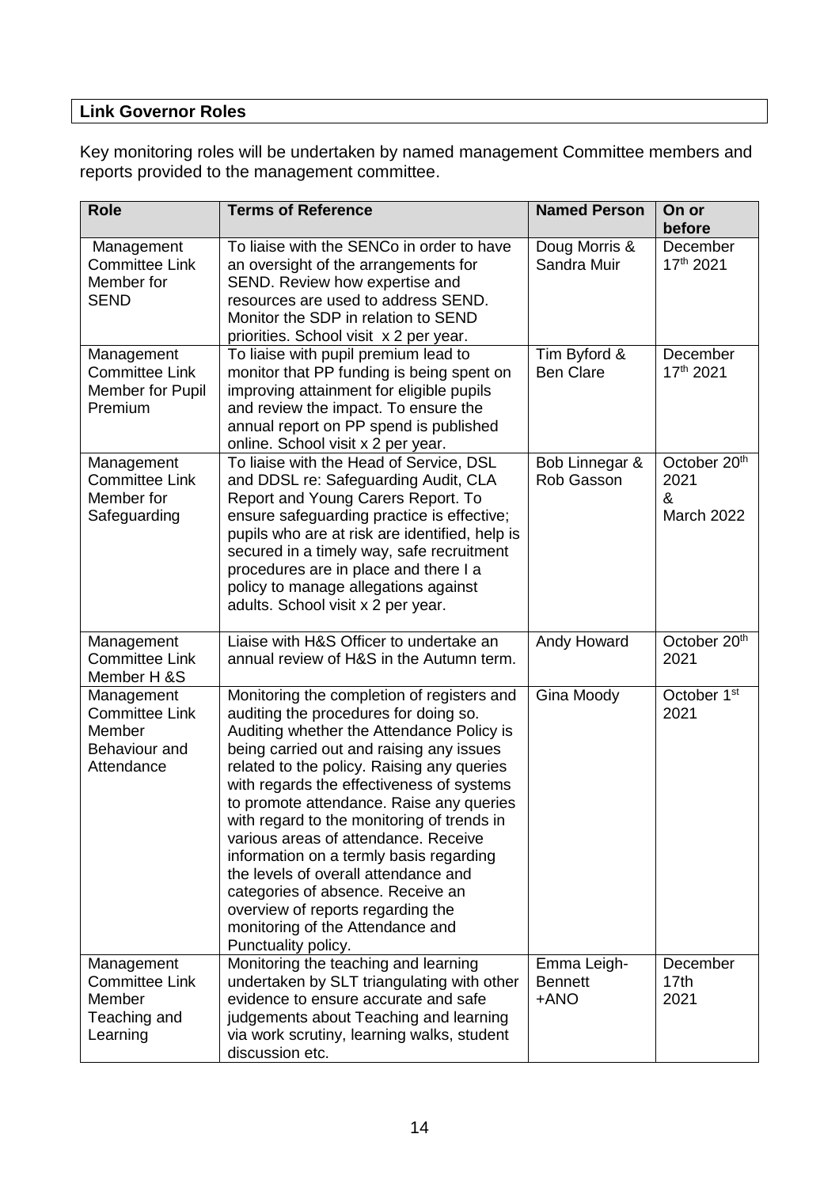## Link Governor Roles

Key monitoring roles will be undertaken by named management Committee members and reports provided to the management committee.

| Role | Terms of Reference | Named Person | On or before |
|---|---|---|---|
| Management Committee Link Member for SEND | To liaise with the SENCo in order to have an oversight of the arrangements for SEND. Review how expertise and resources are used to address SEND. Monitor the SDP in relation to SEND priorities. School visit x 2 per year. | Doug Morris & Sandra Muir | December 17th 2021 |
| Management Committee Link Member for Pupil Premium | To liaise with pupil premium lead to monitor that PP funding is being spent on improving attainment for eligible pupils and review the impact. To ensure the annual report on PP spend is published online. School visit x 2 per year. | Tim Byford & Ben Clare | December 17th 2021 |
| Management Committee Link Member for Safeguarding | To liaise with the Head of Service, DSL and DDSL re: Safeguarding Audit, CLA Report and Young Carers Report. To ensure safeguarding practice is effective; pupils who are at risk are identified, help is secured in a timely way, safe recruitment procedures are in place and there I a policy to manage allegations against adults. School visit x 2 per year. | Bob Linnegar & Rob Gasson | October 20th 2021 & March 2022 |
| Management Committee Link Member H &S | Liaise with H&S Officer to undertake an annual review of H&S in the Autumn term. | Andy Howard | October 20th 2021 |
| Management Committee Link Member Behaviour and Attendance | Monitoring the completion of registers and auditing the procedures for doing so. Auditing whether the Attendance Policy is being carried out and raising any issues related to the policy. Raising any queries with regards the effectiveness of systems to promote attendance. Raise any queries with regard to the monitoring of trends in various areas of attendance. Receive information on a termly basis regarding the levels of overall attendance and categories of absence. Receive an overview of reports regarding the monitoring of the Attendance and Punctuality policy. | Gina Moody | October 1st 2021 |
| Management Committee Link Member Teaching and Learning | Monitoring the teaching and learning undertaken by SLT triangulating with other evidence to ensure accurate and safe judgements about Teaching and learning via work scrutiny, learning walks, student discussion etc. | Emma Leigh-Bennett +ANO | December 17th 2021 |